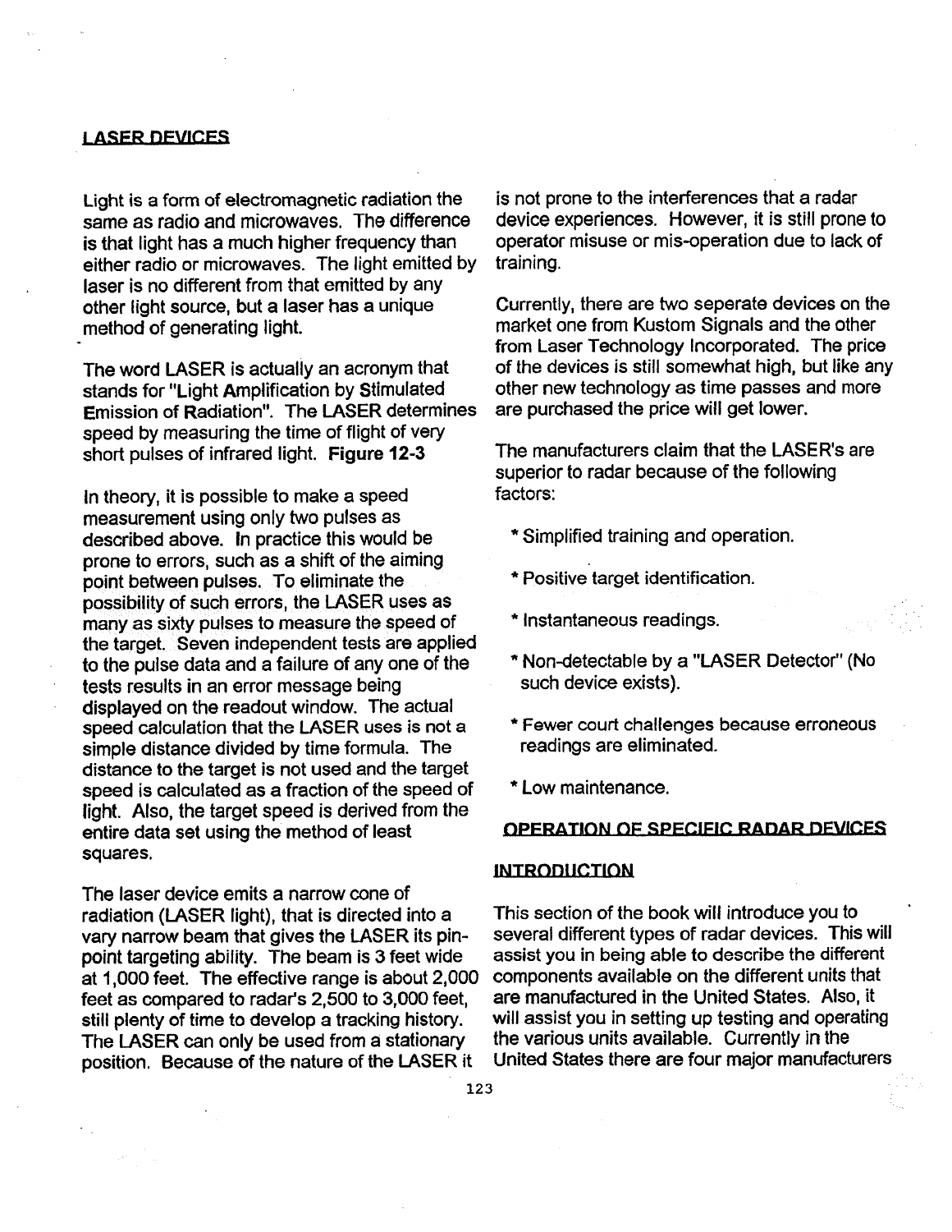## LASER DEVICES

Light is a form of electromagnetic radiation the same as radio and microwaves. The difference is that light has a much higher frequency than either radio or microwaves. The light emitted by laser is no different from that emitted by any other light source, but a laser has a unique method of generating light.

The word LASER is actually an acronym that stands for "Light Amplification by Stimulated Emission of Radiation". The LASER determines speed by measuring the time of flight of very short pulses of infrared light. **Figure 12-3**

In theory, it is possible to make a speed measurement using only two pulses as described above. In practice this would be prone to errors, such as a shift of the aiming point between pulses. To eliminate the possibility of such errors, the LASER uses as many as sixty pulses to measure the speed of the target. Seven independent tests are applied to the pulse data and a failure of any one of the tests results in an error message being displayed on the readout window. The actual speed calculation that the LASER uses is not a simple distance divided by time formula. The distance to the target is not used and the target speed is calculated as a fraction of the speed of light. Also, the target speed is derived from the entire data set using the method of least squares.

The laser device emits a narrow cone of radiation (LASER light), that is directed into a vary narrow beam that gives the LASER its pin-point targeting ability. The beam is 3 feet wide at 1,000 feet. The effective range is about 2,000 feet as compared to radar's 2,500 to 3,000 feet, still plenty of time to develop a tracking history. The LASER can only be used from a stationary position. Because of the nature of the LASER it is not prone to the interferences that a radar device experiences. However, it is still prone to operator misuse or mis-operation due to lack of training.

Currently, there are two seperate devices on the market one from Kustom Signals and the other from Laser Technology Incorporated. The price of the devices is still somewhat high, but like any other new technology as time passes and more are purchased the price will get lower.

The manufacturers claim that the LASER's are superior to radar because of the following factors:

* Simplified training and operation.
* Positive target identification.
* Instantaneous readings.
* Non-detectable by a "LASER Detector" (No such device exists).
* Fewer court challenges because erroneous readings are eliminated.
* Low maintenance.

## OPERATION OF SPECIFIC RADAR DEVICES

### INTRODUCTION

This section of the book will introduce you to several different types of radar devices. This will assist you in being able to describe the different components available on the different units that are manufactured in the United States. Also, it will assist you in setting up testing and operating the various units available. Currently in the United States there are four major manufacturers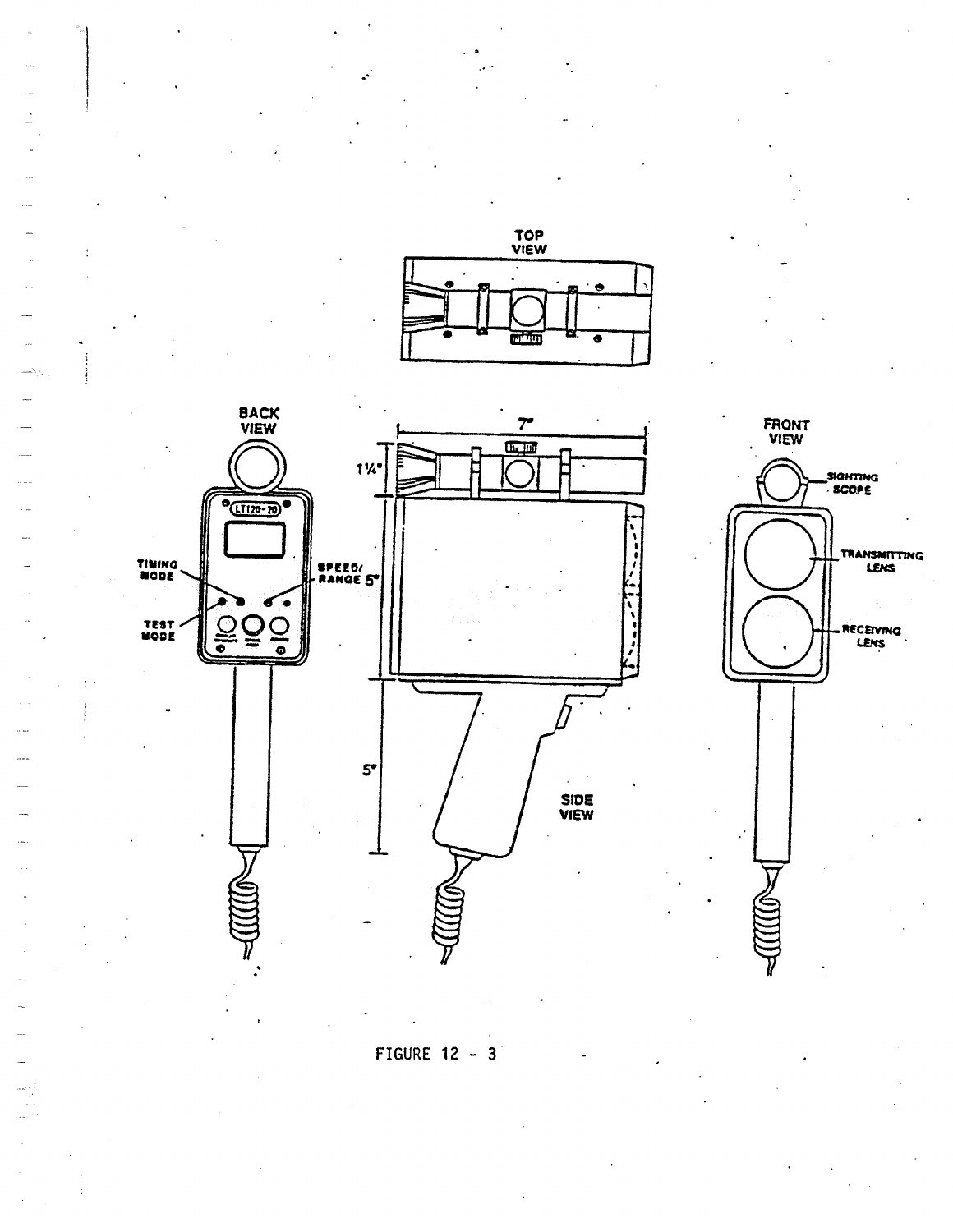TOP VIEW

BACK VIEW

LTI20-20

TIMING MODE

TEST MODE

SPEED/ RANGE

7"

1¼"

5"

5"

SIDE VIEW

FRONT VIEW

SIGHTING SCOPE

TRANSMITTING LENS

RECEIVING LENS

FIGURE 12 - 3